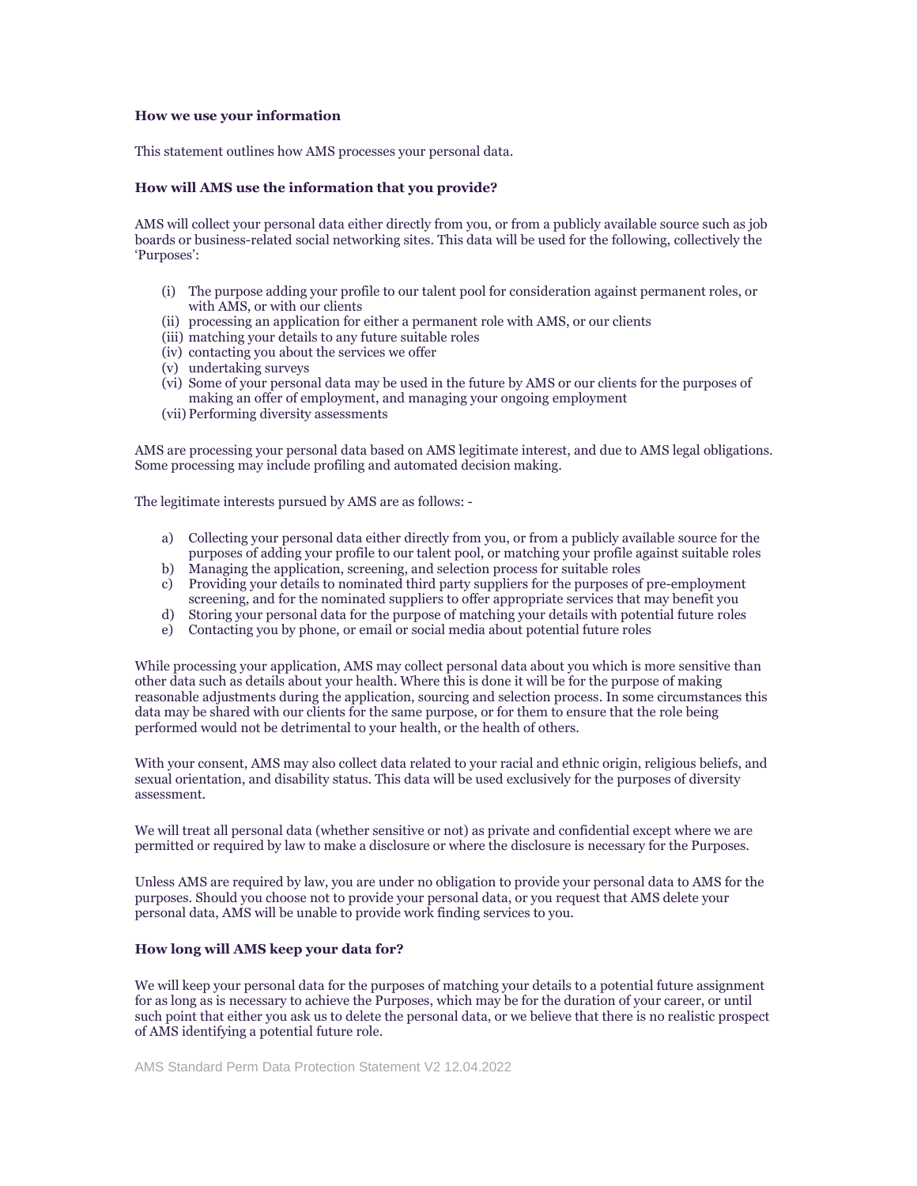**How we use your information**

This statement outlines how AMS processes your personal data.

**How will AMS use the information that you provide?**

AMS will collect your personal data either directly from you, or from a publicly available source such as job boards or business-related social networking sites. This data will be used for the following, collectively the 'Purposes':

(i) The purpose adding your profile to our talent pool for consideration against permanent roles, or with AMS, or with our clients
(ii) processing an application for either a permanent role with AMS, or our clients
(iii) matching your details to any future suitable roles
(iv) contacting you about the services we offer
(v) undertaking surveys
(vi) Some of your personal data may be used in the future by AMS or our clients for the purposes of making an offer of employment, and managing your ongoing employment
(vii) Performing diversity assessments

AMS are processing your personal data based on AMS legitimate interest, and due to AMS legal obligations. Some processing may include profiling and automated decision making.

The legitimate interests pursued by AMS are as follows: -

a) Collecting your personal data either directly from you, or from a publicly available source for the purposes of adding your profile to our talent pool, or matching your profile against suitable roles
b) Managing the application, screening, and selection process for suitable roles
c) Providing your details to nominated third party suppliers for the purposes of pre-employment screening, and for the nominated suppliers to offer appropriate services that may benefit you
d) Storing your personal data for the purpose of matching your details with potential future roles
e) Contacting you by phone, or email or social media about potential future roles

While processing your application, AMS may collect personal data about you which is more sensitive than other data such as details about your health. Where this is done it will be for the purpose of making reasonable adjustments during the application, sourcing and selection process. In some circumstances this data may be shared with our clients for the same purpose, or for them to ensure that the role being performed would not be detrimental to your health, or the health of others.

With your consent, AMS may also collect data related to your racial and ethnic origin, religious beliefs, and sexual orientation, and disability status. This data will be used exclusively for the purposes of diversity assessment.

We will treat all personal data (whether sensitive or not) as private and confidential except where we are permitted or required by law to make a disclosure or where the disclosure is necessary for the Purposes.

Unless AMS are required by law, you are under no obligation to provide your personal data to AMS for the purposes. Should you choose not to provide your personal data, or you request that AMS delete your personal data, AMS will be unable to provide work finding services to you.

**How long will AMS keep your data for?**

We will keep your personal data for the purposes of matching your details to a potential future assignment for as long as is necessary to achieve the Purposes, which may be for the duration of your career, or until such point that either you ask us to delete the personal data, or we believe that there is no realistic prospect of AMS identifying a potential future role.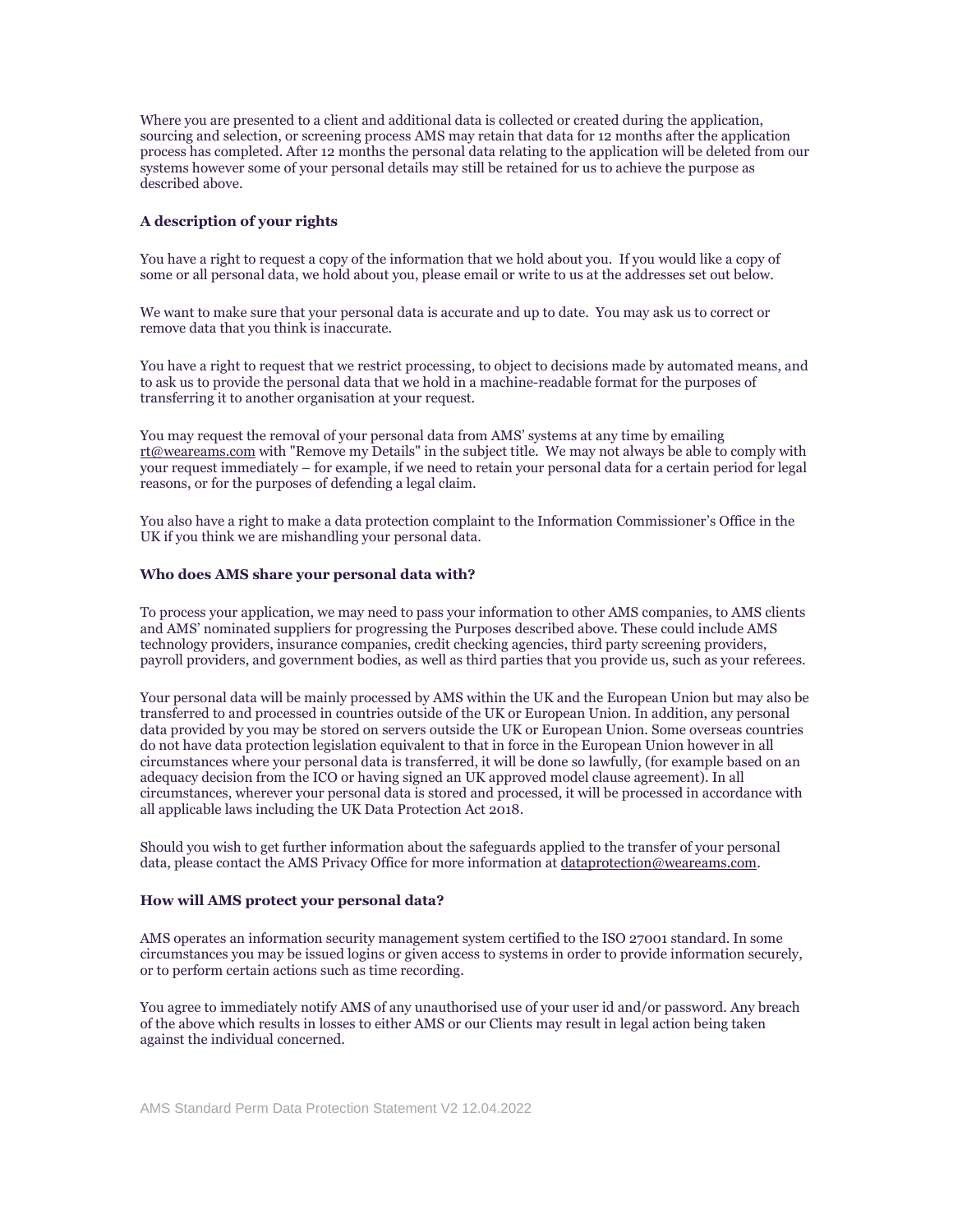Where you are presented to a client and additional data is collected or created during the application, sourcing and selection, or screening process AMS may retain that data for 12 months after the application process has completed. After 12 months the personal data relating to the application will be deleted from our systems however some of your personal details may still be retained for us to achieve the purpose as described above.

**A description of your rights**

You have a right to request a copy of the information that we hold about you. If you would like a copy of some or all personal data, we hold about you, please email or write to us at the addresses set out below.

We want to make sure that your personal data is accurate and up to date. You may ask us to correct or remove data that you think is inaccurate.

You have a right to request that we restrict processing, to object to decisions made by automated means, and to ask us to provide the personal data that we hold in a machine-readable format for the purposes of transferring it to another organisation at your request.

You may request the removal of your personal data from AMS' systems at any time by emailing rt@weareams.com with "Remove my Details" in the subject title. We may not always be able to comply with your request immediately – for example, if we need to retain your personal data for a certain period for legal reasons, or for the purposes of defending a legal claim.

You also have a right to make a data protection complaint to the Information Commissioner's Office in the UK if you think we are mishandling your personal data.

**Who does AMS share your personal data with?**

To process your application, we may need to pass your information to other AMS companies, to AMS clients and AMS' nominated suppliers for progressing the Purposes described above. These could include AMS technology providers, insurance companies, credit checking agencies, third party screening providers, payroll providers, and government bodies, as well as third parties that you provide us, such as your referees.

Your personal data will be mainly processed by AMS within the UK and the European Union but may also be transferred to and processed in countries outside of the UK or European Union. In addition, any personal data provided by you may be stored on servers outside the UK or European Union. Some overseas countries do not have data protection legislation equivalent to that in force in the European Union however in all circumstances where your personal data is transferred, it will be done so lawfully, (for example based on an adequacy decision from the ICO or having signed an UK approved model clause agreement). In all circumstances, wherever your personal data is stored and processed, it will be processed in accordance with all applicable laws including the UK Data Protection Act 2018.

Should you wish to get further information about the safeguards applied to the transfer of your personal data, please contact the AMS Privacy Office for more information at dataprotection@weareams.com.

**How will AMS protect your personal data?**

AMS operates an information security management system certified to the ISO 27001 standard. In some circumstances you may be issued logins or given access to systems in order to provide information securely, or to perform certain actions such as time recording.

You agree to immediately notify AMS of any unauthorised use of your user id and/or password. Any breach of the above which results in losses to either AMS or our Clients may result in legal action being taken against the individual concerned.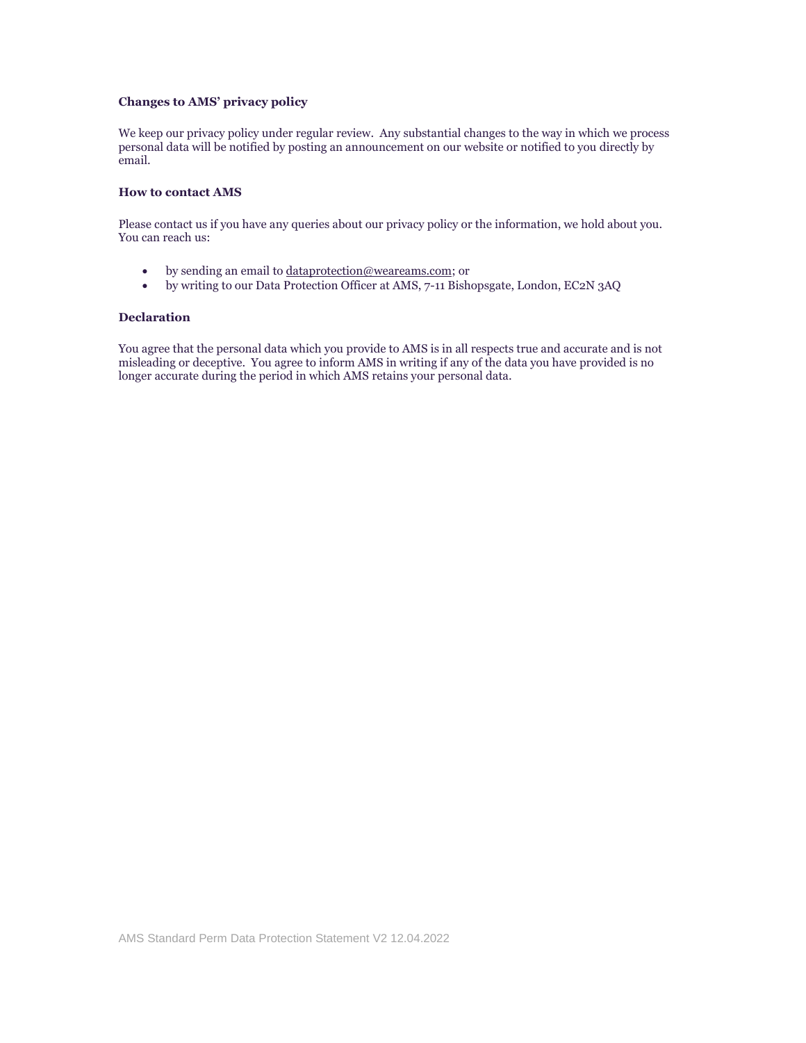### Changes to AMS' privacy policy

We keep our privacy policy under regular review.  Any substantial changes to the way in which we process personal data will be notified by posting an announcement on our website or notified to you directly by email.

### How to contact AMS

Please contact us if you have any queries about our privacy policy or the information, we hold about you.  You can reach us:

- by sending an email to dataprotection@weareams.com; or
- by writing to our Data Protection Officer at AMS, 7-11 Bishopsgate, London, EC2N 3AQ

### Declaration

You agree that the personal data which you provide to AMS is in all respects true and accurate and is not misleading or deceptive.  You agree to inform AMS in writing if any of the data you have provided is no longer accurate during the period in which AMS retains your personal data.